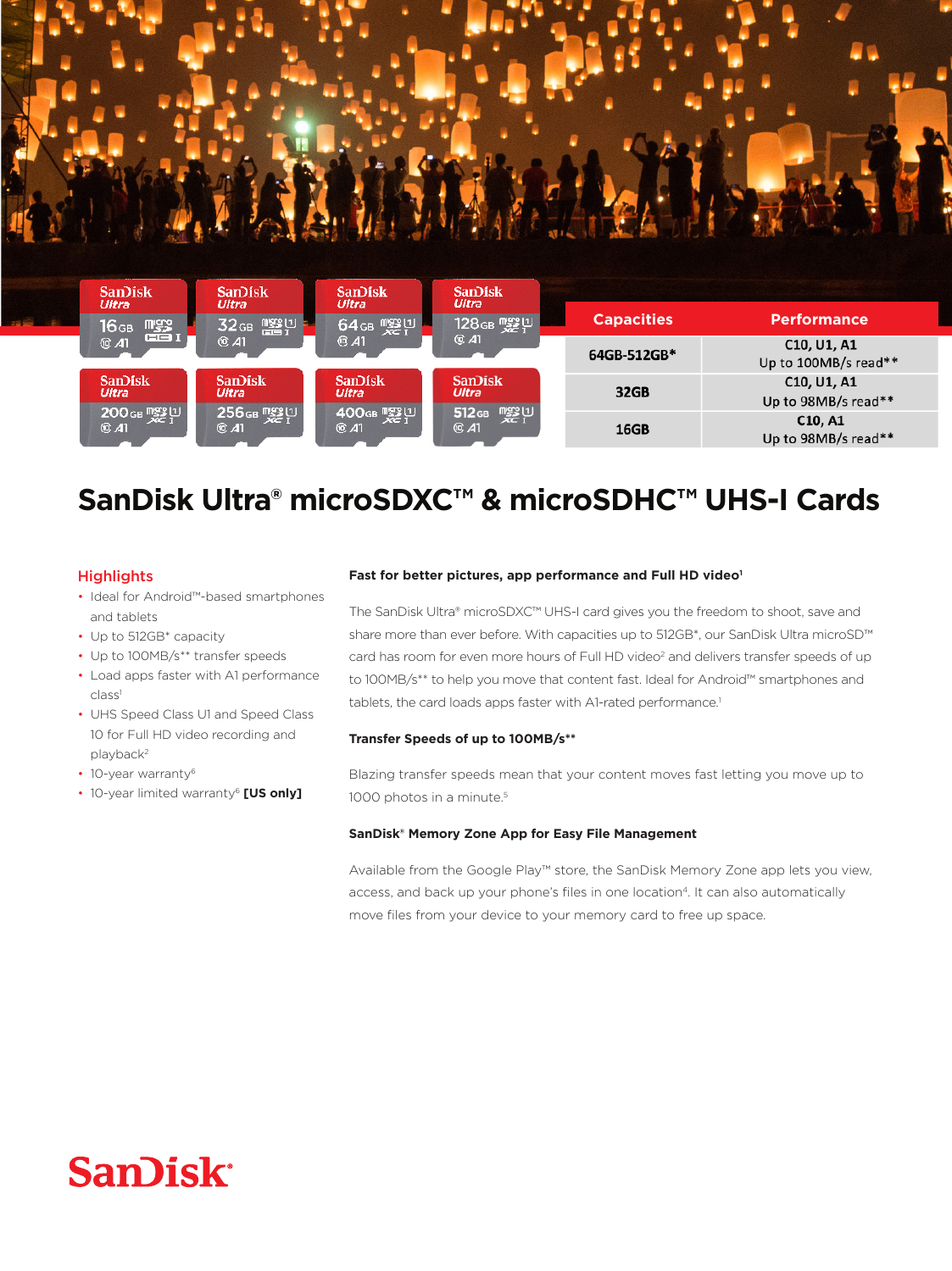| Capacities | Performance |
|---|---|
| 64GB-512GB* | C10, U1, A1<br>Up to 100MB/s read** |
| 32GB | C10, U1, A1<br>Up to 98MB/s read** |
| 16GB | C10, A1<br>Up to 98MB/s read** |

# SanDisk Ultra® microSDXC™ & microSDHC™ UHS-I Cards

## Highlights

- Ideal for Android™-based smartphones and tablets
- Up to 512GB* capacity
- Up to 100MB/s** transfer speeds
- Load apps faster with A1 performance class[1]
- UHS Speed Class U1 and Speed Class 10 for Full HD video recording and playback[2]
- 10-year warranty[6]
- 10-year limited warranty[6] **[US only]**

### Fast for better pictures, app performance and Full HD video[1]

The SanDisk Ultra® microSDXC™ UHS-I card gives you the freedom to shoot, save and share more than ever before. With capacities up to 512GB*, our SanDisk Ultra microSD™ card has room for even more hours of Full HD video[2] and delivers transfer speeds of up to 100MB/s** to help you move that content fast. Ideal for Android™ smartphones and tablets, the card loads apps faster with A1-rated performance.[1]

### Transfer Speeds of up to 100MB/s**

Blazing transfer speeds mean that your content moves fast letting you move up to 1000 photos in a minute.[5]

### SanDisk® Memory Zone App for Easy File Management

Available from the Google Play™ store, the SanDisk Memory Zone app lets you view, access, and back up your phone's files in one location[4]. It can also automatically move files from your device to your memory card to free up space.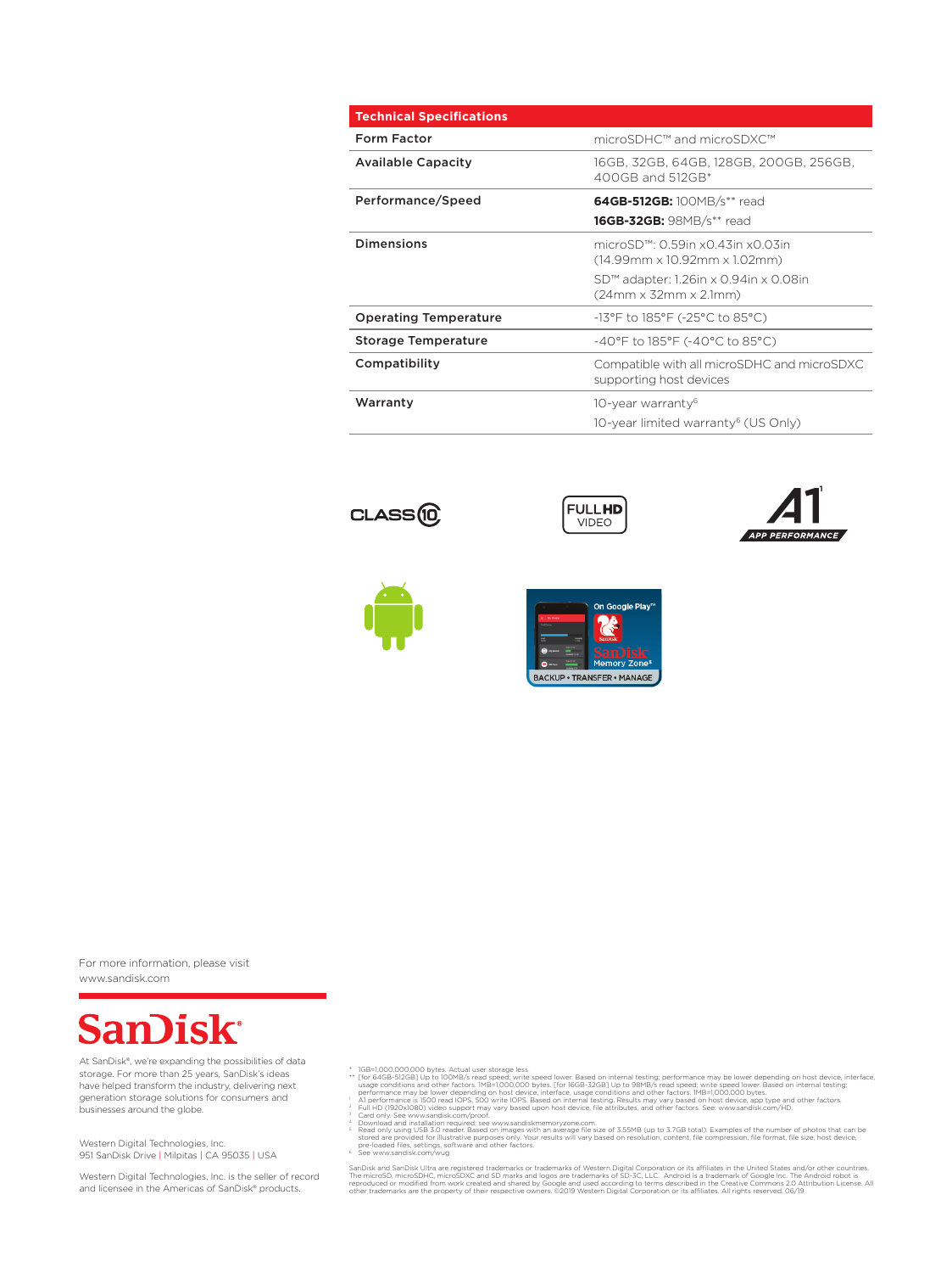| Technical Specifications | |
|---|---|
| Form Factor | microSDHC™ and microSDXC™ |
| Available Capacity | 16GB, 32GB, 64GB, 128GB, 200GB, 256GB, 400GB and 512GB* |
| Performance/Speed | **64GB-512GB:** 100MB/s** read<br>**16GB-32GB:** 98MB/s** read |
| Dimensions | microSD™: 0.59in x0.43in x0.03in (14.99mm x 10.92mm x 1.02mm)<br>SD™ adapter: 1.26in x 0.94in x 0.08in (24mm x 32mm x 2.1mm) |
| Operating Temperature | -13°F to 185°F (-25°C to 85°C) |
| Storage Temperature | -40°F to 185°F (-40°C to 85°C) |
| Compatibility | Compatible with all microSDHC and microSDXC supporting host devices |
| Warranty | 10-year warranty[6]<br>10-year limited warranty[6] (US Only) |

CLASS 10

FULL HD VIDEO

A1[1] APP PERFORMANCE

On Google Play™

SanDisk Memory Zone[5]

BACKUP • TRANSFER • MANAGE

For more information, please visit www.sandisk.com

**SanDisk®**

At SanDisk®, we're expanding the possibilities of data storage. For more than 25 years, SanDisk's ideas have helped transform the industry, delivering next generation storage solutions for consumers and businesses around the globe.

Western Digital Technologies, Inc.
951 SanDisk Drive | Milpitas | CA 95035 | USA

Western Digital Technologies, Inc. is the seller of record and licensee in the Americas of SanDisk® products.

\* 1GB=1,000,000,000 bytes. Actual user storage less.
\*\* [for 64GB-512GB] Up to 100MB/s read speed; write speed lower. Based on internal testing; performance may be lower depending on host device, interface, usage conditions and other factors. 1MB=1,000,000 bytes. [for 16GB-32GB] Up to 98MB/s read speed; write speed lower. Based on internal testing; performance may be lower depending on host device, interface, usage conditions and other factors. 1MB=1,000,000 bytes.
1 A1 performance is 1500 read IOPS, 500 write IOPS. Based on internal testing. Results may vary based on host device, app type and other factors.
2 Full HD (1920x1080) video support may vary based upon host device, file attributes, and other factors. See: www.sandisk.com/HD.
3 Card only. See www.sandisk.com/proof.
4 Download and installation required; see www.sandiskmemoryzone.com.
5 Read only using USB 3.0 reader. Based on images with an average file size of 3.55MB (up to 3.7GB total). Examples of the number of photos that can be stored are provided for illustrative purposes only. Your results will vary based on resolution, content, file compression, file format, file size, host device, pre-loaded files, settings, software and other factors.
6 See www.sandisk.com/wug

SanDisk and SanDisk Ultra are registered trademarks or trademarks of Western Digital Corporation or its affiliates in the United States and/or other countries. The microSD, microSDHC, microSDXC and SD marks and logos are trademarks of SD-3C, LLC. Android is a trademark of Google Inc. The Android robot is reproduced or modified from work created and shared by Google and used according to terms described in the Creative Commons 2.0 Attribution License. All other trademarks are the property of their respective owners. ©2019 Western Digital Corporation or its affiliates. All rights reserved. 06/19